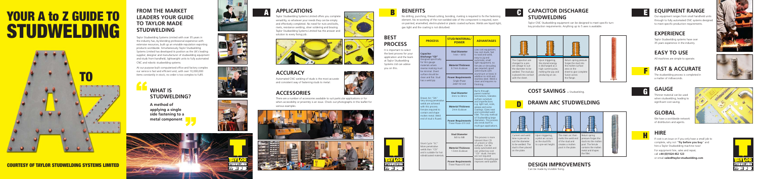# YOUR A to Z GUIDE TO STUDWELDING

A TO Z

COURTESY OF TAYLOR STUDWELDING SYSTEMS LIMITED

## FROM THE MARKET LEADERS YOUR GUIDE TO TAYLOR MADE STUDWELDING

Taylor Studwelding Systems Limited with over 35 years in the industry has, by blending professional experience with extensive resources, built up an enviable reputation exporting products worldwide. Simultaneously Taylor Studwelding Systems Limited has developed its position as the UK's leading supplier, designer and manufacturer of studwelding equipment and studs from handheld, lightweight units to fully automated CNC and robotic studwelding systems.

At our purpose built computerised office and factory complex our service is fast and efficient and, with over 10,000,000 items constantly in stock, no order is too complex to fulfil.

### WHAT IS STUDWELDING?

**A method of applying a single side fastening to a metal component**

## A APPLICATIONS

Taylor Studwelding Systems Limited offers you complete versatility, so whatever your needs they can be simply and effectively completed. No need for nuts and bolts, rivets, resistance welding, silver soldering and brazing. Taylor Studwelding Systems Limited has the answer and solution to every fixing job.

## ACCURACY

Automated CNC welding of studs is the most accurate and consistent way of fastening studs to metal.

## ACCESSORIES

There are a number of accessories available to suit particular applications or for when accessibility or proximity is an issue. Check out photographs in this leaflet for various examples.

## B BENEFITS

No drilling, punching, thread cutting, bonding, riveting is required to fix the fastening element. No re-working of the non-welded side of the component is required, even on painted, enamelled, electro-plated or plastic coated surfaces. Welds are liquid tight, gas tight and the coating is not disturbed.

## BEST PROCESS

It is important to select the best process for your application and the team at Taylor Studwelding Systems Ltd can advise you on this.

| PROCESS | STUD/MATERIAL/ POWER | ADVANTAGES |
|---|---|---|
| Capacitor Discharge "CD" Designed specifically for thin gauge materials where reverse marking must be minimal. Sheet surfaces should be clean and flat. Stud has a weld pip. | **Stud Diameter** 1mm – M10 | Low cost equipment, low consumable cost, no load and weld, easy to jig and automate, small light equipment, on ferrules or shrouding gas required, good weld results with aluminium or brass in addition to mild and stainless steel. Weld is clean and requires no finishing. |
| | **Material Thickness** 0.7mm & above | |
| | **Power Requirements** Single Phase 230/110 Volt | |
| Drawn Arc "DA" Very strong penetrative welds are achieved with this process. Ferrules required to contain and shape molten metal. Weld end of stud is fluxed. | **Stud Diameter** 3mm to 30mm | Burns through parent material laminations, tolerates surface curvature and imperfections e.g. light rust, scale, grease and some coatings. Green and controlled weld fillet. The only method of studwelding large diameters. This process also lends itself to multi-gun applications. |
| | **Material Thickness** 2mm & above | |
| | **Power Requirements** Three Phase 415 Volt | |
| Short Cycle "SC" More penetrative welds than "CD" and is suitable for not rolled/coated materials. | **Stud Diameter** M3 to M8 | This process is more tolerant than CD of uneven or dirty surfaces. Can be easily automated and can utilise low cost "CD" studs. Ferrules are not required however shrouding gas improves weld quality. |
| | **Material Thickness** 1.5mm & above | |
| | **Power Requirements** Three Phase 415 Volt | |

## C CAPACITOR DISCHARGE STUDWELDING

Taylor CNC Studwelding equipment can be designed to meet specific turn key production requirements. Anything up to 5 axes is available.

The Capacitors are charged to a pre-set voltage to suit the diameter to be welded. The stud pip is placed into contact with the sheet.

Upon triggering, the stored energy is discharged as a high current pulse, melting the pip and producing an arc.

Return spring pressure forges the stud into the molten surface area on the sheet to give complete fusion across the flange.

## COST SAVINGS in Studwelding.

## D DRAWN ARC STUDWELDING

Current and weld time is pre-set to suit the diameter to be welded. The stud is then placed on the plate.

Upon triggering, a pilot arc occurs as the stud lifts to a pre-set height.

The main arc then melts the weld end of the stud and creates a molten pool in the plate.

Return spring pressure forges the stud into the molten pool. The ferrule contains the molten metal and shapes the fillet.

## DESIGN IMPROVEMENTS

Can be made by invisible fixing.

## E EQUIPMENT RANGE

Our equipment ranges from small handheld units through to fully automated CNC systems designed to meet specific production requirements.

## EXPERIENCE

Taylor Studwelding systems have over 35 years experience in the industry.

## EASY TO USE

All machines are simple to operate.

## F FAST & ACCURATE

The studwelding process is completed in a matter of milliseconds.

## G GAUGE

Thinner material can be used when studwelding, leading to significant cost saving.

## GLOBAL

We have a worldwide network of distributors and agents.

## H HIRE

If cost is an issue or if you only have a small job to complete, why not **"try before you buy"** and hire a Taylor Studwelding machine now!

For equipment hire, sales and repair, call **+44 (0)1924 452 123** or email **sales@taylor-studwelding.com**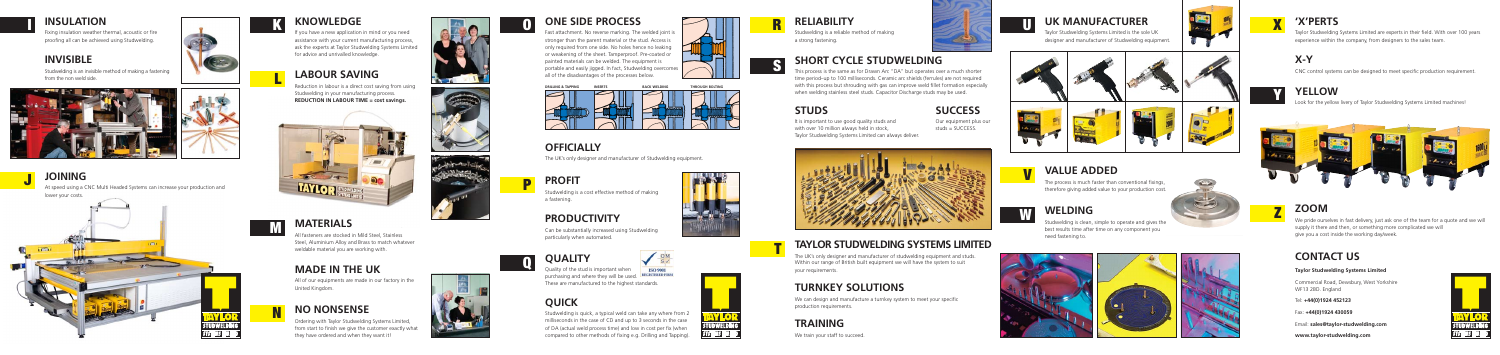I

## INSULATION

Fixing insulation weather thermal, acoustic or fire proofing all can be achieved using Studwelding.

## INVISIBLE

Studwelding is an invisible method of making a fastening from the non weld side.

J

## JOINING

At speed using a CNC Multi Headed Systems can increase your production and lower your costs.

K

## KNOWLEDGE

If you have a new application in mind or you need assistance with your current manufacturing process, ask the experts at Taylor Studwelding Systems Limited for advice and unrivalled knowledge.

L

## LABOUR SAVING

Reduction in labour is a direct cost saving from using Studwelding in your manufacturing process. **REDUCTION IN LABOUR TIME = cost savings.**

M

## MATERIALS

All fasteners are stocked in Mild Steel, Stainless Steel, Aluminium Alloy and Brass to match whatever weldable material you are working with.

## MADE IN THE UK

All of our equipments are made in our factory in the United Kingdom.

N

## NO NONSENSE

Ordering with Taylor Studwelding Systems Limited, from start to finish we give the customer exactly what they have ordered and when they want it!

O

## ONE SIDE PROCESS

Fast attachment. No reverse marking. The welded joint is stronger than the parent material or the stud. Access is only required from one side. No holes hence no leaking or weakening of the sheet. Tamperproof. Pre-coated or painted materials can be welded. The equipment is portable and easily jigged. In fact, Studwelding overcomes all of the disadvantages of the processes below.

DRILLING & TAPPING | INSERTS | BACK WELDING | THROUGH BOLTING

## OFFICIALLY

The UK's only designer and manufacturer of Studwelding equipment.

P

## PROFIT

Studwelding is a cost effective method of making a fastening.

## PRODUCTIVITY

Can be substantially increased using Studwelding particularly when automated.

Q

## QUALITY

Quality of the stud is important when purchasing and where they will be used. These are manufactured to the highest standards.

ISO 9001

## QUICK

Studwelding is quick, a typical weld can take any where from 2 milliseconds in the case of CD and up to 3 seconds in the case of DA (actual weld process time) and low in cost per fix (when compared to other methods of fixing e.g. Drilling and Tapping).

R

## RELIABILITY

Studwelding is a reliable method of making a strong fastening.

S

## SHORT CYCLE STUDWELDING

This process is the same as for Drawn Arc "DA" but operates over a much shorter time period–up to 100 milliseconds. Ceramic arc shields (ferrules) are not required with this process but shrouding with gas can improve weld fillet formation especially when welding stainless steel studs. Capacitor Discharge studs may be used.

## STUDS

It is important to use good quality studs and with over 10 million always held in stock, Taylor Studwelding Systems Limited can always deliver.

## SUCCESS

Our equipment plus our studs = SUCCESS.

T

## TAYLOR STUDWELDING SYSTEMS LIMITED

The UK's only designer and manufacturer of studwelding equipment and studs. Within our range of British built equipment we will have the system to suit your requirements.

## TURNKEY SOLUTIONS

We can design and manufacture a turnkey system to meet your specific production requirements.

## TRAINING

We train your staff to succeed.

U

## UK MANUFACTURER

Taylor Studwelding Systems Limited is the sole UK designer and manufacturer of Studwelding equipment.

V

## VALUE ADDED

The process is much faster than conventional fixings; therefore giving added value to your production cost.

W

## WELDING

Studwelding is clean, simple to operate and gives the best results time after time on any component you need fastening to.

X

## 'X'PERTS

Taylor Studwelding Systems Limited are experts in their field. With over 100 years experience within the company, from designers to the sales team.

## X-Y

CNC control systems can be designed to meet specific production requirement.

Y

## YELLOW

Look for the yellow livery of Taylor Studwelding Systems Limited machines!

Z

## ZOOM

We pride ourselves in fast delivery, just ask one of the team for a quote and we will supply it there and then, or something more complicated we will give you a cost inside the working day/week.

## CONTACT US

**Taylor Studwelding Systems Limited**

Commercial Road, Dewsbury, West Yorkshire WF13 2BD. England

Tel: **+44(0)1924 452123**

Fax: **+44(0)1924 430059**

Email: **sales@taylor-studwelding.com**

**www.taylor-studwelding.com**